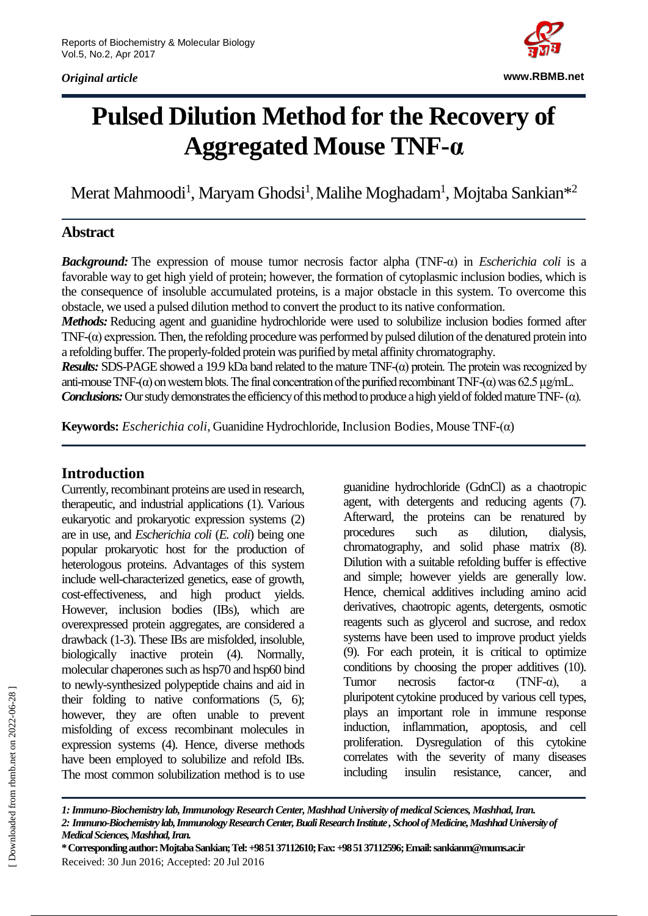*Original article*

# Pulsed Dilution Method for the Recovery of Aggregated Mouse TNF-α

Merat Mahmoodi[1], Maryam Ghodsi[1], Malihe Moghadam[1], Mojtaba Sankian*[2]

## Abstract

***Background:*** The expression of mouse tumor necrosis factor alpha (TNF-α) in *Escherichia coli* is a favorable way to get high yield of protein; however, the formation of cytoplasmic inclusion bodies, which is the consequence of insoluble accumulated proteins, is a major obstacle in this system. To overcome this obstacle, we used a pulsed dilution method to convert the product to its native conformation.

***Methods:*** Reducing agent and guanidine hydrochloride were used to solubilize inclusion bodies formed after TNF-(α) expression. Then, the refolding procedure was performed by pulsed dilution of the denatured protein into a refolding buffer. The properly-folded protein was purified by metal affinity chromatography.

***Results:*** SDS-PAGE showed a 19.9 kDa band related to the mature TNF-(α) protein. The protein was recognized by anti-mouse TNF-(α) on western blots. The final concentration of the purified recombinant TNF-(α) was 62.5 μg/mL.

***Conclusions:*** Our study demonstrates the efficiency of this method to produce a high yield of folded mature TNF- (α).

**Keywords:** *Escherichia coli*, Guanidine Hydrochloride, Inclusion Bodies, Mouse TNF-(α)

## Introduction

Currently, recombinant proteins are used in research, therapeutic, and industrial applications (1). Various eukaryotic and prokaryotic expression systems (2) are in use, and *Escherichia coli* (*E. coli*) being one popular prokaryotic host for the production of heterologous proteins. Advantages of this system include well-characterized genetics, ease of growth, cost-effectiveness, and high product yields. However, inclusion bodies (IBs), which are overexpressed protein aggregates, are considered a drawback (1-3). These IBs are misfolded, insoluble, biologically inactive protein (4). Normally, molecular chaperones such as hsp70 and hsp60 bind to newly-synthesized polypeptide chains and aid in their folding to native conformations (5, 6); however, they are often unable to prevent misfolding of excess recombinant molecules in expression systems (4). Hence, diverse methods have been employed to solubilize and refold IBs. The most common solubilization method is to use guanidine hydrochloride (GdnCl) as a chaotropic agent, with detergents and reducing agents (7). Afterward, the proteins can be renatured by procedures such as dilution, dialysis, chromatography, and solid phase matrix (8). Dilution with a suitable refolding buffer is effective and simple; however yields are generally low. Hence, chemical additives including amino acid derivatives, chaotropic agents, detergents, osmotic reagents such as glycerol and sucrose, and redox systems have been used to improve product yields (9). For each protein, it is critical to optimize conditions by choosing the proper additives (10). Tumor necrosis factor-α (TNF-α), a pluripotent cytokine produced by various cell types, plays an important role in immune response induction, inflammation, apoptosis, and cell proliferation. Dysregulation of this cytokine correlates with the severity of many diseases including insulin resistance, cancer, and

*1: Immuno-Biochemistry lab, Immunology Research Center, Mashhad University of medical Sciences, Mashhad, Iran.*
*2: Immuno-Biochemistry lab, Immunology Research Center, Buali Research Institute , School of Medicine, Mashhad University of Medical Sciences, Mashhad, Iran.*
**\* Corresponding author: Mojtaba Sankian; Tel: +98 51 37112610; Fax: +98 51 37112596; Email: sankianm@mums.ac.ir**
Received: 30 Jun 2016; Accepted: 20 Jul 2016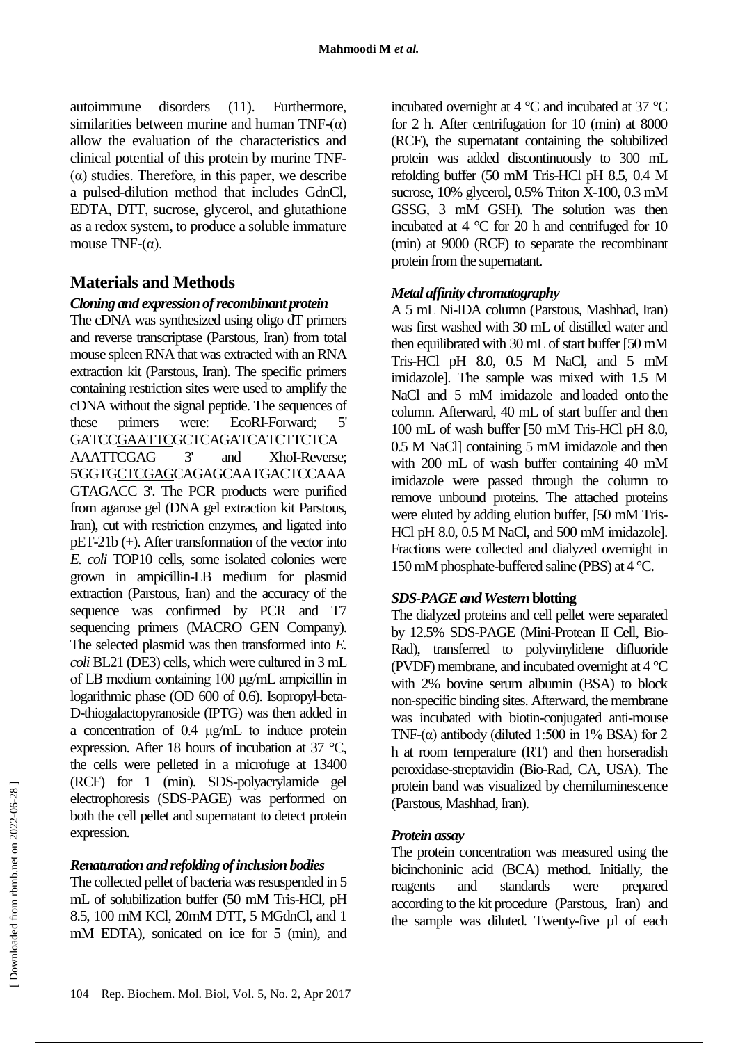autoimmune disorders (11). Furthermore, similarities between murine and human TNF-(α) allow the evaluation of the characteristics and clinical potential of this protein by murine TNF-(α) studies. Therefore, in this paper, we describe a pulsed-dilution method that includes GdnCl, EDTA, DTT, sucrose, glycerol, and glutathione as a redox system, to produce a soluble immature mouse TNF-(α).

## Materials and Methods

### *Cloning and expression of recombinant protein*

The cDNA was synthesized using oligo dT primers and reverse transcriptase (Parstous, Iran) from total mouse spleen RNA that was extracted with an RNA extraction kit (Parstous, Iran). The specific primers containing restriction sites were used to amplify the cDNA without the signal peptide. The sequences of these primers were: EcoRI-Forward; 5' GATCCGAATTCGCTCAGATCATCTTCTCA AAATTCGAG 3' and XhoI-Reverse; 5'GGTGCTCGAGCAGAGCAATGACTCCAAA GTAGACC 3'. The PCR products were purified from agarose gel (DNA gel extraction kit Parstous, Iran), cut with restriction enzymes, and ligated into pET-21b (+). After transformation of the vector into *E. coli* TOP10 cells, some isolated colonies were grown in ampicillin-LB medium for plasmid extraction (Parstous, Iran) and the accuracy of the sequence was confirmed by PCR and T7 sequencing primers (MACRO GEN Company). The selected plasmid was then transformed into *E. coli* BL21 (DE3) cells, which were cultured in 3 mL of LB medium containing 100 μg/mL ampicillin in logarithmic phase (OD 600 of 0.6). Isopropyl-beta-D-thiogalactopyranoside (IPTG) was then added in a concentration of 0.4 μg/mL to induce protein expression. After 18 hours of incubation at 37 °C, the cells were pelleted in a microfuge at 13400 (RCF) for 1 (min). SDS-polyacrylamide gel electrophoresis (SDS-PAGE) was performed on both the cell pellet and supernatant to detect protein expression.

### *Renaturation and refolding of inclusion bodies*

The collected pellet of bacteria was resuspended in 5 mL of solubilization buffer (50 mM Tris-HCl, pH 8.5, 100 mM KCl, 20mM DTT, 5 MGdnCl, and 1 mM EDTA), sonicated on ice for 5 (min), and incubated overnight at 4 °C and incubated at 37 °C for 2 h. After centrifugation for 10 (min) at 8000 (RCF), the supernatant containing the solubilized protein was added discontinuously to 300 mL refolding buffer (50 mM Tris-HCl pH 8.5, 0.4 M sucrose, 10% glycerol, 0.5% Triton X-100, 0.3 mM GSSG, 3 mM GSH). The solution was then incubated at 4 °C for 20 h and centrifuged for 10 (min) at 9000 (RCF) to separate the recombinant protein from the supernatant.

### *Metal affinity chromatography*

A 5 mL Ni-IDA column (Parstous, Mashhad, Iran) was first washed with 30 mL of distilled water and then equilibrated with 30 mL of start buffer [50 mM Tris-HCl pH 8.0, 0.5 M NaCl, and 5 mM imidazole]. The sample was mixed with 1.5 M NaCl and 5 mM imidazole and loaded onto the column. Afterward, 40 mL of start buffer and then 100 mL of wash buffer [50 mM Tris-HCl pH 8.0, 0.5 M NaCl] containing 5 mM imidazole and then with 200 mL of wash buffer containing 40 mM imidazole were passed through the column to remove unbound proteins. The attached proteins were eluted by adding elution buffer, [50 mM Tris-HCl pH 8.0, 0.5 M NaCl, and 500 mM imidazole]. Fractions were collected and dialyzed overnight in 150 mM phosphate-buffered saline (PBS) at 4 °C.

### *SDS-PAGE and Western* **blotting**

The dialyzed proteins and cell pellet were separated by 12.5% SDS-PAGE (Mini-Protean II Cell, Bio-Rad), transferred to polyvinylidene difluoride (PVDF) membrane, and incubated overnight at 4 °C with 2% bovine serum albumin (BSA) to block non-specific binding sites. Afterward, the membrane was incubated with biotin-conjugated anti-mouse TNF-(α) antibody (diluted 1:500 in 1% BSA) for 2 h at room temperature (RT) and then horseradish peroxidase-streptavidin (Bio-Rad, CA, USA). The protein band was visualized by chemiluminescence (Parstous, Mashhad, Iran).

### *Protein assay*

The protein concentration was measured using the bicinchoninic acid (BCA) method. Initially, the reagents and standards were prepared according to the kit procedure (Parstous, Iran) and the sample was diluted. Twenty-five µl of each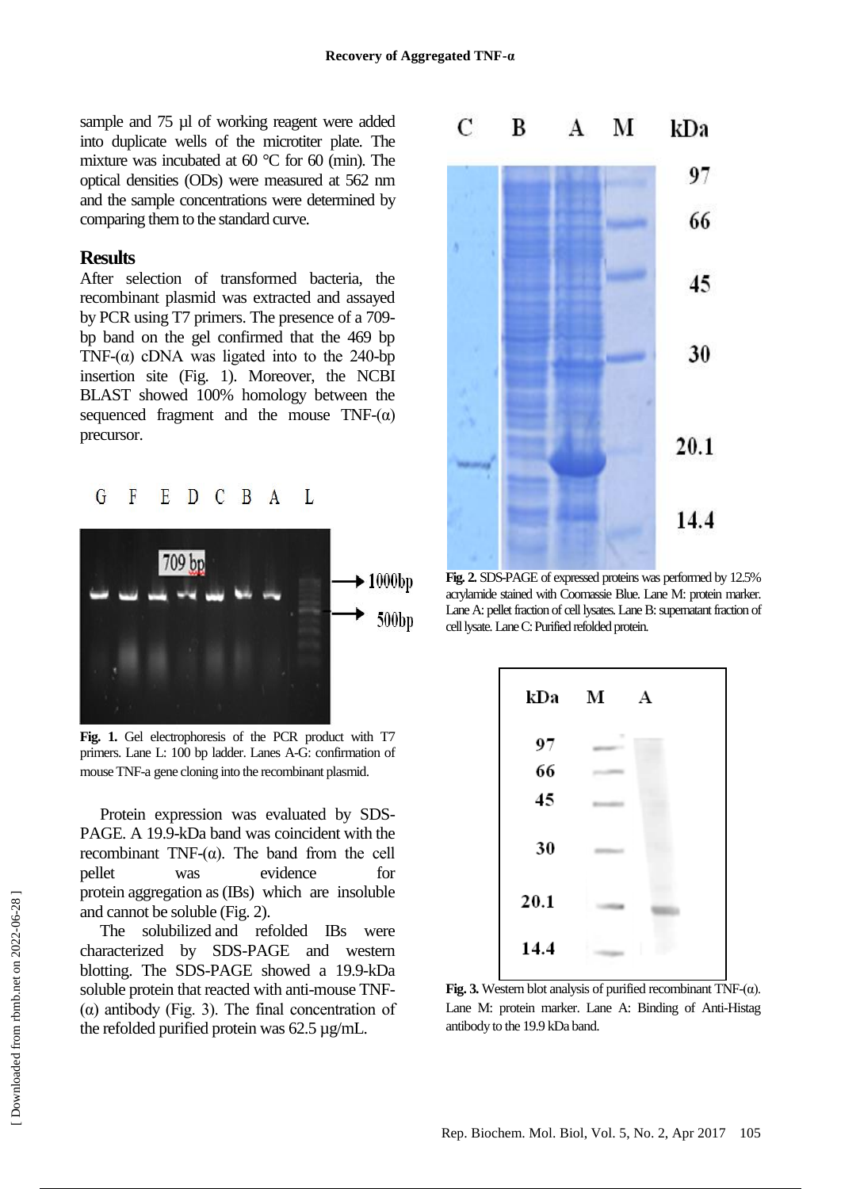sample and 75 µl of working reagent were added into duplicate wells of the microtiter plate. The mixture was incubated at 60 °C for 60 (min). The optical densities (ODs) were measured at 562 nm and the sample concentrations were determined by comparing them to the standard curve.

## Results

After selection of transformed bacteria, the recombinant plasmid was extracted and assayed by PCR using T7 primers. The presence of a 709-bp band on the gel confirmed that the 469 bp TNF-(α) cDNA was ligated into to the 240-bp insertion site (Fig. 1). Moreover, the NCBI BLAST showed 100% homology between the sequenced fragment and the mouse TNF-(α) precursor.

**Fig. 1.** Gel electrophoresis of the PCR product with T7 primers. Lane L: 100 bp ladder. Lanes A-G: confirmation of mouse TNF-a gene cloning into the recombinant plasmid.

Protein expression was evaluated by SDS-PAGE. A 19.9-kDa band was coincident with the recombinant TNF-(α). The band from the cell pellet was evidence for protein aggregation as (IBs) which are insoluble and cannot be soluble (Fig. 2).

The solubilized and refolded IBs were characterized by SDS-PAGE and western blotting. The SDS-PAGE showed a 19.9-kDa soluble protein that reacted with anti-mouse TNF-(α) antibody (Fig. 3). The final concentration of the refolded purified protein was 62.5 µg/mL.

**Fig. 2.** SDS-PAGE of expressed proteins was performed by 12.5% acrylamide stained with Coomassie Blue. Lane M: protein marker. Lane A: pellet fraction of cell lysates. Lane B: supernatant fraction of cell lysate. Lane C: Purified refolded protein.

**Fig. 3.** Western blot analysis of purified recombinant TNF-(α). Lane M: protein marker. Lane A: Binding of Anti-Histag antibody to the 19.9 kDa band.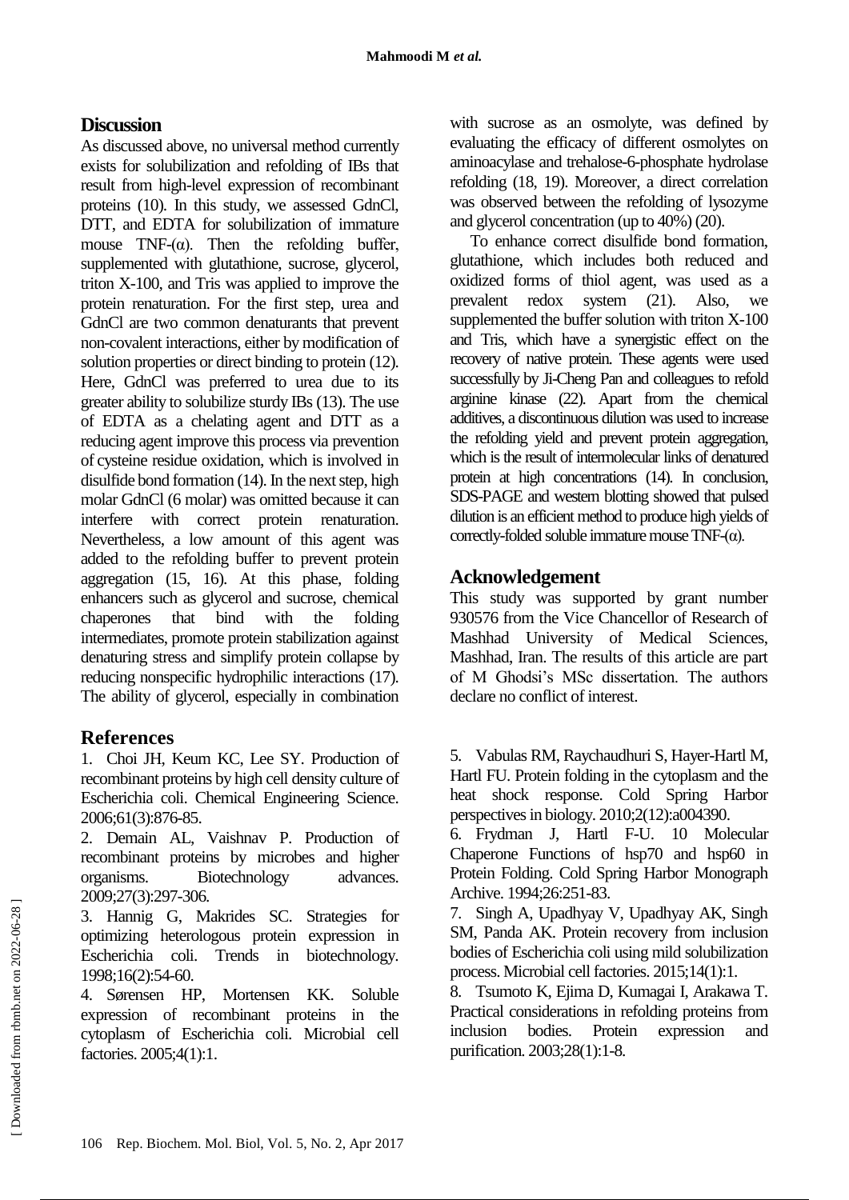## Discussion

As discussed above, no universal method currently exists for solubilization and refolding of IBs that result from high-level expression of recombinant proteins (10). In this study, we assessed GdnCl, DTT, and EDTA for solubilization of immature mouse TNF-(α). Then the refolding buffer, supplemented with glutathione, sucrose, glycerol, triton X-100, and Tris was applied to improve the protein renaturation. For the first step, urea and GdnCl are two common denaturants that prevent non-covalent interactions, either by modification of solution properties or direct binding to protein (12). Here, GdnCl was preferred to urea due to its greater ability to solubilize sturdy IBs (13). The use of EDTA as a chelating agent and DTT as a reducing agent improve this process via prevention of cysteine residue oxidation, which is involved in disulfide bond formation (14). In the next step, high molar GdnCl (6 molar) was omitted because it can interfere with correct protein renaturation. Nevertheless, a low amount of this agent was added to the refolding buffer to prevent protein aggregation (15, 16). At this phase, folding enhancers such as glycerol and sucrose, chemical chaperones that bind with the folding intermediates, promote protein stabilization against denaturing stress and simplify protein collapse by reducing nonspecific hydrophilic interactions (17). The ability of glycerol, especially in combination with sucrose as an osmolyte, was defined by evaluating the efficacy of different osmolytes on aminoacylase and trehalose-6-phosphate hydrolase refolding (18, 19). Moreover, a direct correlation was observed between the refolding of lysozyme and glycerol concentration (up to 40%) (20).

To enhance correct disulfide bond formation, glutathione, which includes both reduced and oxidized forms of thiol agent, was used as a prevalent redox system (21). Also, we supplemented the buffer solution with triton X-100 and Tris, which have a synergistic effect on the recovery of native protein. These agents were used successfully by Ji-Cheng Pan and colleagues to refold arginine kinase (22). Apart from the chemical additives, a discontinuous dilution was used to increase the refolding yield and prevent protein aggregation, which is the result of intermolecular links of denatured protein at high concentrations (14). In conclusion, SDS-PAGE and western blotting showed that pulsed dilution is an efficient method to produce high yields of correctly-folded soluble immature mouse TNF-(α).

## Acknowledgement

This study was supported by grant number 930576 from the Vice Chancellor of Research of Mashhad University of Medical Sciences, Mashhad, Iran. The results of this article are part of M Ghodsi's MSc dissertation. The authors declare no conflict of interest.

## References

1. Choi JH, Keum KC, Lee SY. Production of recombinant proteins by high cell density culture of Escherichia coli. Chemical Engineering Science. 2006;61(3):876-85.
2. Demain AL, Vaishnav P. Production of recombinant proteins by microbes and higher organisms. Biotechnology advances. 2009;27(3):297-306.
3. Hannig G, Makrides SC. Strategies for optimizing heterologous protein expression in Escherichia coli. Trends in biotechnology. 1998;16(2):54-60.
4. Sørensen HP, Mortensen KK. Soluble expression of recombinant proteins in the cytoplasm of Escherichia coli. Microbial cell factories. 2005;4(1):1.
5. Vabulas RM, Raychaudhuri S, Hayer-Hartl M, Hartl FU. Protein folding in the cytoplasm and the heat shock response. Cold Spring Harbor perspectives in biology. 2010;2(12):a004390.
6. Frydman J, Hartl F-U. 10 Molecular Chaperone Functions of hsp70 and hsp60 in Protein Folding. Cold Spring Harbor Monograph Archive. 1994;26:251-83.
7. Singh A, Upadhyay V, Upadhyay AK, Singh SM, Panda AK. Protein recovery from inclusion bodies of Escherichia coli using mild solubilization process. Microbial cell factories. 2015;14(1):1.
8. Tsumoto K, Ejima D, Kumagai I, Arakawa T. Practical considerations in refolding proteins from inclusion bodies. Protein expression and purification. 2003;28(1):1-8.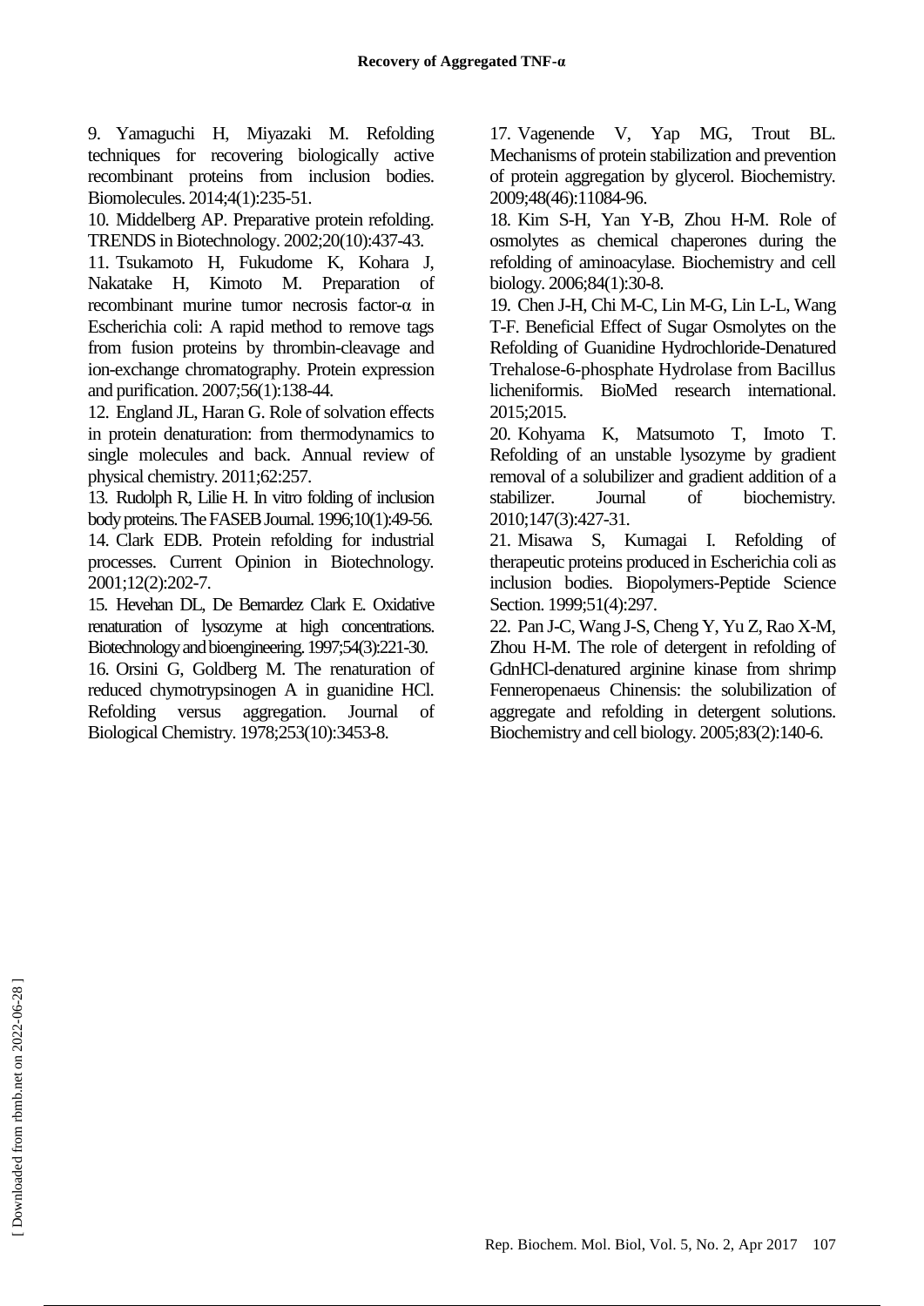9. Yamaguchi H, Miyazaki M. Refolding techniques for recovering biologically active recombinant proteins from inclusion bodies. Biomolecules. 2014;4(1):235-51.

10. Middelberg AP. Preparative protein refolding. TRENDS in Biotechnology. 2002;20(10):437-43.

11. Tsukamoto H, Fukudome K, Kohara J, Nakatake H, Kimoto M. Preparation of recombinant murine tumor necrosis factor-α in Escherichia coli: A rapid method to remove tags from fusion proteins by thrombin-cleavage and ion-exchange chromatography. Protein expression and purification. 2007;56(1):138-44.

12. England JL, Haran G. Role of solvation effects in protein denaturation: from thermodynamics to single molecules and back. Annual review of physical chemistry. 2011;62:257.

13. Rudolph R, Lilie H. In vitro folding of inclusion body proteins. The FASEB Journal. 1996;10(1):49-56.

14. Clark EDB. Protein refolding for industrial processes. Current Opinion in Biotechnology. 2001;12(2):202-7.

15. Hevehan DL, De Bernardez Clark E. Oxidative renaturation of lysozyme at high concentrations. Biotechnology and bioengineering. 1997;54(3):221-30.

16. Orsini G, Goldberg M. The renaturation of reduced chymotrypsinogen A in guanidine HCl. Refolding versus aggregation. Journal of Biological Chemistry. 1978;253(10):3453-8.

17. Vagenende V, Yap MG, Trout BL. Mechanisms of protein stabilization and prevention of protein aggregation by glycerol. Biochemistry. 2009;48(46):11084-96.

18. Kim S-H, Yan Y-B, Zhou H-M. Role of osmolytes as chemical chaperones during the refolding of aminoacylase. Biochemistry and cell biology. 2006;84(1):30-8.

19. Chen J-H, Chi M-C, Lin M-G, Lin L-L, Wang T-F. Beneficial Effect of Sugar Osmolytes on the Refolding of Guanidine Hydrochloride-Denatured Trehalose-6-phosphate Hydrolase from Bacillus licheniformis. BioMed research international. 2015;2015.

20. Kohyama K, Matsumoto T, Imoto T. Refolding of an unstable lysozyme by gradient removal of a solubilizer and gradient addition of a stabilizer. Journal of biochemistry. 2010;147(3):427-31.

21. Misawa S, Kumagai I. Refolding of therapeutic proteins produced in Escherichia coli as inclusion bodies. Biopolymers-Peptide Science Section. 1999;51(4):297.

22. Pan J-C, Wang J-S, Cheng Y, Yu Z, Rao X-M, Zhou H-M. The role of detergent in refolding of GdnHCl-denatured arginine kinase from shrimp Fenneropenaeus Chinensis: the solubilization of aggregate and refolding in detergent solutions. Biochemistry and cell biology. 2005;83(2):140-6.